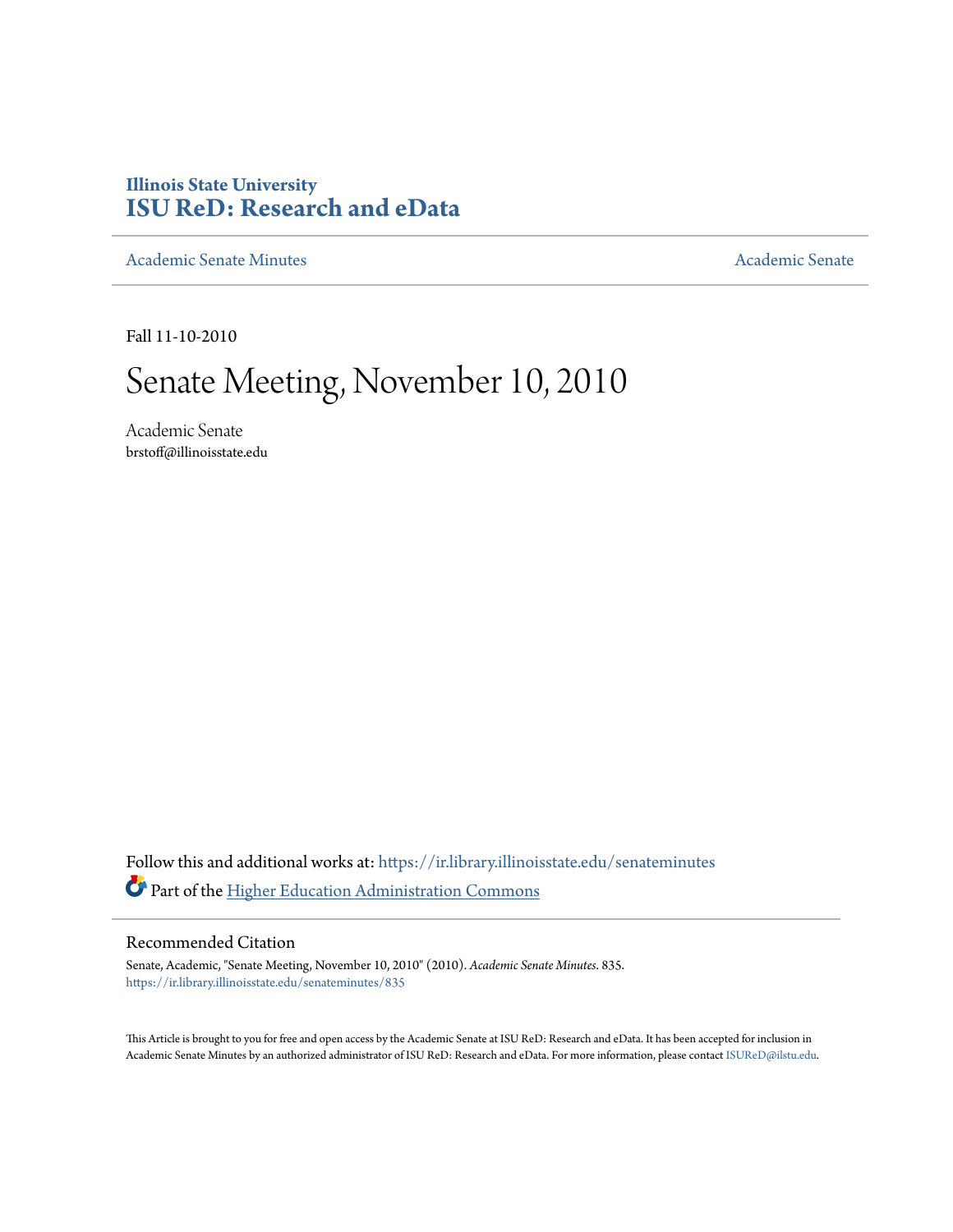Illinois State University
# ISU ReD: Research and eData

Academic Senate Minutes | Academic Senate

Fall 11-10-2010

# Senate Meeting, November 10, 2010

Academic Senate
brstoff@illinoisstate.edu

Follow this and additional works at: https://ir.library.illinoisstate.edu/senateminutes

Part of the Higher Education Administration Commons

## Recommended Citation

Senate, Academic, "Senate Meeting, November 10, 2010" (2010). *Academic Senate Minutes*. 835.
https://ir.library.illinoisstate.edu/senateminutes/835

This Article is brought to you for free and open access by the Academic Senate at ISU ReD: Research and eData. It has been accepted for inclusion in Academic Senate Minutes by an authorized administrator of ISU ReD: Research and eData. For more information, please contact ISUReD@ilstu.edu.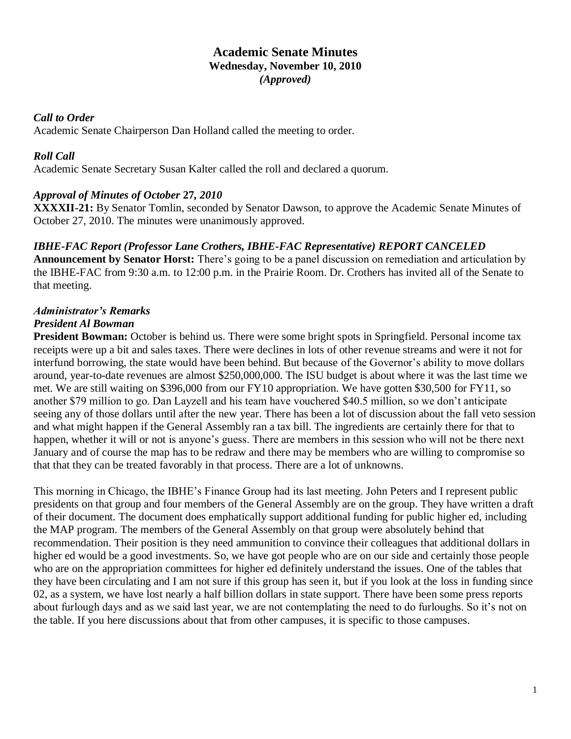# Academic Senate Minutes
## Wednesday, November 10, 2010
### *(Approved)*

***Call to Order***
Academic Senate Chairperson Dan Holland called the meeting to order.

***Roll Call***
Academic Senate Secretary Susan Kalter called the roll and declared a quorum.

***Approval of Minutes of October 27, 2010***
**XXXXII-21:** By Senator Tomlin, seconded by Senator Dawson, to approve the Academic Senate Minutes of October 27, 2010. The minutes were unanimously approved.

***IBHE-FAC Report (Professor Lane Crothers, IBHE-FAC Representative) REPORT CANCELED***
**Announcement by Senator Horst:** There's going to be a panel discussion on remediation and articulation by the IBHE-FAC from 9:30 a.m. to 12:00 p.m. in the Prairie Room. Dr. Crothers has invited all of the Senate to that meeting.

***Administrator's Remarks***
***President Al Bowman***
**President Bowman:** October is behind us. There were some bright spots in Springfield. Personal income tax receipts were up a bit and sales taxes. There were declines in lots of other revenue streams and were it not for interfund borrowing, the state would have been behind. But because of the Governor's ability to move dollars around, year-to-date revenues are almost $250,000,000. The ISU budget is about where it was the last time we met. We are still waiting on $396,000 from our FY10 appropriation. We have gotten $30,500 for FY11, so another $79 million to go. Dan Layzell and his team have vouchered $40.5 million, so we don't anticipate seeing any of those dollars until after the new year. There has been a lot of discussion about the fall veto session and what might happen if the General Assembly ran a tax bill. The ingredients are certainly there for that to happen, whether it will or not is anyone's guess. There are members in this session who will not be there next January and of course the map has to be redraw and there may be members who are willing to compromise so that that they can be treated favorably in that process. There are a lot of unknowns.

This morning in Chicago, the IBHE's Finance Group had its last meeting. John Peters and I represent public presidents on that group and four members of the General Assembly are on the group. They have written a draft of their document. The document does emphatically support additional funding for public higher ed, including the MAP program. The members of the General Assembly on that group were absolutely behind that recommendation. Their position is they need ammunition to convince their colleagues that additional dollars in higher ed would be a good investments. So, we have got people who are on our side and certainly those people who are on the appropriation committees for higher ed definitely understand the issues. One of the tables that they have been circulating and I am not sure if this group has seen it, but if you look at the loss in funding since 02, as a system, we have lost nearly a half billion dollars in state support. There have been some press reports about furlough days and as we said last year, we are not contemplating the need to do furloughs. So it's not on the table. If you here discussions about that from other campuses, it is specific to those campuses.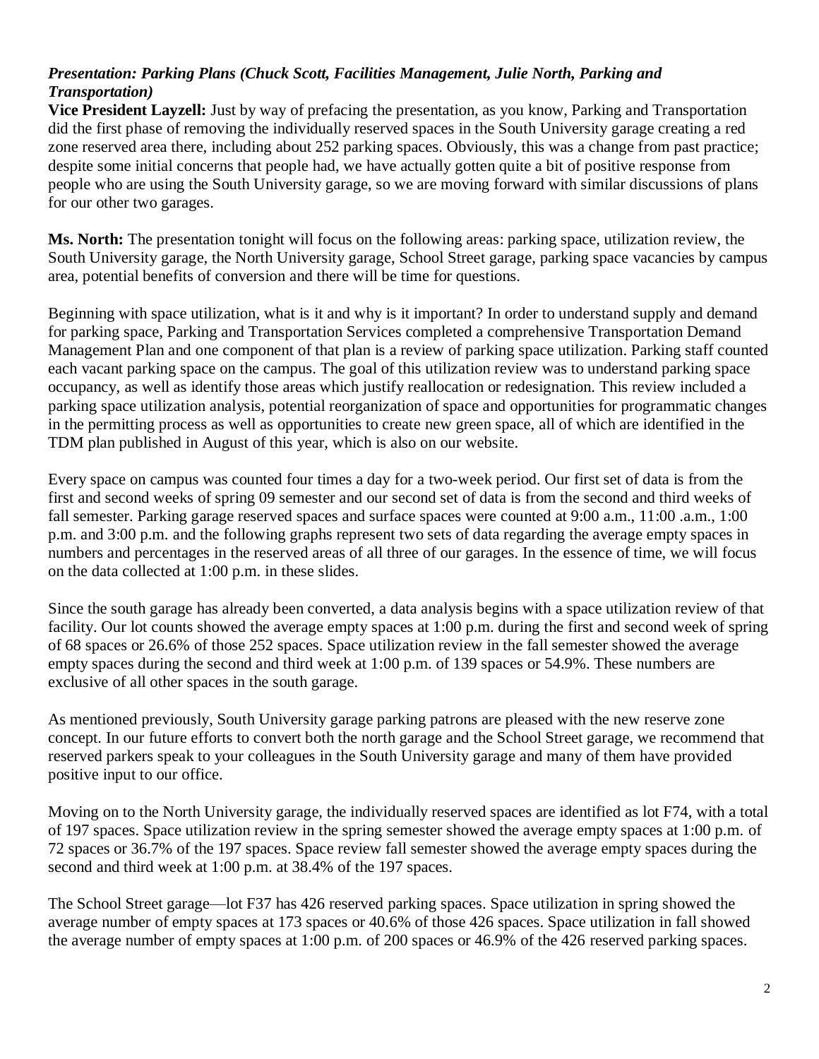***Presentation: Parking Plans (Chuck Scott, Facilities Management, Julie North, Parking and Transportation)***

**Vice President Layzell:** Just by way of prefacing the presentation, as you know, Parking and Transportation did the first phase of removing the individually reserved spaces in the South University garage creating a red zone reserved area there, including about 252 parking spaces. Obviously, this was a change from past practice; despite some initial concerns that people had, we have actually gotten quite a bit of positive response from people who are using the South University garage, so we are moving forward with similar discussions of plans for our other two garages.

**Ms. North:** The presentation tonight will focus on the following areas: parking space, utilization review, the South University garage, the North University garage, School Street garage, parking space vacancies by campus area, potential benefits of conversion and there will be time for questions.

Beginning with space utilization, what is it and why is it important? In order to understand supply and demand for parking space, Parking and Transportation Services completed a comprehensive Transportation Demand Management Plan and one component of that plan is a review of parking space utilization. Parking staff counted each vacant parking space on the campus. The goal of this utilization review was to understand parking space occupancy, as well as identify those areas which justify reallocation or redesignation. This review included a parking space utilization analysis, potential reorganization of space and opportunities for programmatic changes in the permitting process as well as opportunities to create new green space, all of which are identified in the TDM plan published in August of this year, which is also on our website.

Every space on campus was counted four times a day for a two-week period. Our first set of data is from the first and second weeks of spring 09 semester and our second set of data is from the second and third weeks of fall semester. Parking garage reserved spaces and surface spaces were counted at 9:00 a.m., 11:00 .a.m., 1:00 p.m. and 3:00 p.m. and the following graphs represent two sets of data regarding the average empty spaces in numbers and percentages in the reserved areas of all three of our garages. In the essence of time, we will focus on the data collected at 1:00 p.m. in these slides.

Since the south garage has already been converted, a data analysis begins with a space utilization review of that facility. Our lot counts showed the average empty spaces at 1:00 p.m. during the first and second week of spring of 68 spaces or 26.6% of those 252 spaces. Space utilization review in the fall semester showed the average empty spaces during the second and third week at 1:00 p.m. of 139 spaces or 54.9%. These numbers are exclusive of all other spaces in the south garage.

As mentioned previously, South University garage parking patrons are pleased with the new reserve zone concept. In our future efforts to convert both the north garage and the School Street garage, we recommend that reserved parkers speak to your colleagues in the South University garage and many of them have provided positive input to our office.

Moving on to the North University garage, the individually reserved spaces are identified as lot F74, with a total of 197 spaces. Space utilization review in the spring semester showed the average empty spaces at 1:00 p.m. of 72 spaces or 36.7% of the 197 spaces. Space review fall semester showed the average empty spaces during the second and third week at 1:00 p.m. at 38.4% of the 197 spaces.

The School Street garage—lot F37 has 426 reserved parking spaces. Space utilization in spring showed the average number of empty spaces at 173 spaces or 40.6% of those 426 spaces. Space utilization in fall showed the average number of empty spaces at 1:00 p.m. of 200 spaces or 46.9% of the 426 reserved parking spaces.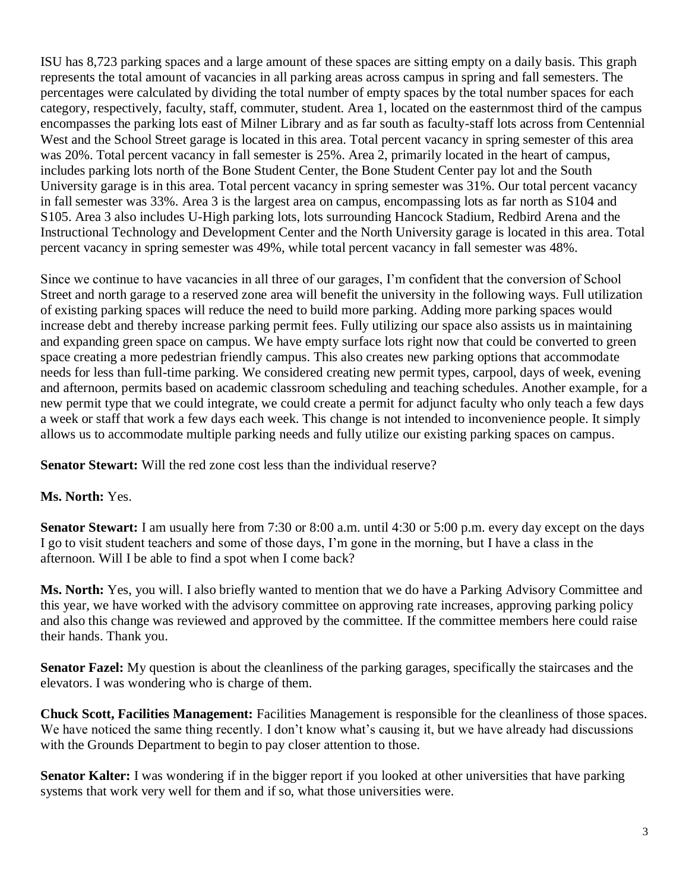ISU has 8,723 parking spaces and a large amount of these spaces are sitting empty on a daily basis. This graph represents the total amount of vacancies in all parking areas across campus in spring and fall semesters. The percentages were calculated by dividing the total number of empty spaces by the total number spaces for each category, respectively, faculty, staff, commuter, student. Area 1, located on the easternmost third of the campus encompasses the parking lots east of Milner Library and as far south as faculty-staff lots across from Centennial West and the School Street garage is located in this area. Total percent vacancy in spring semester of this area was 20%. Total percent vacancy in fall semester is 25%. Area 2, primarily located in the heart of campus, includes parking lots north of the Bone Student Center, the Bone Student Center pay lot and the South University garage is in this area. Total percent vacancy in spring semester was 31%. Our total percent vacancy in fall semester was 33%. Area 3 is the largest area on campus, encompassing lots as far north as S104 and S105. Area 3 also includes U-High parking lots, lots surrounding Hancock Stadium, Redbird Arena and the Instructional Technology and Development Center and the North University garage is located in this area. Total percent vacancy in spring semester was 49%, while total percent vacancy in fall semester was 48%.

Since we continue to have vacancies in all three of our garages, I'm confident that the conversion of School Street and north garage to a reserved zone area will benefit the university in the following ways. Full utilization of existing parking spaces will reduce the need to build more parking. Adding more parking spaces would increase debt and thereby increase parking permit fees. Fully utilizing our space also assists us in maintaining and expanding green space on campus. We have empty surface lots right now that could be converted to green space creating a more pedestrian friendly campus. This also creates new parking options that accommodate needs for less than full-time parking. We considered creating new permit types, carpool, days of week, evening and afternoon, permits based on academic classroom scheduling and teaching schedules. Another example, for a new permit type that we could integrate, we could create a permit for adjunct faculty who only teach a few days a week or staff that work a few days each week. This change is not intended to inconvenience people. It simply allows us to accommodate multiple parking needs and fully utilize our existing parking spaces on campus.

**Senator Stewart:** Will the red zone cost less than the individual reserve?

**Ms. North:** Yes.

**Senator Stewart:** I am usually here from 7:30 or 8:00 a.m. until 4:30 or 5:00 p.m. every day except on the days I go to visit student teachers and some of those days, I'm gone in the morning, but I have a class in the afternoon. Will I be able to find a spot when I come back?

**Ms. North:** Yes, you will. I also briefly wanted to mention that we do have a Parking Advisory Committee and this year, we have worked with the advisory committee on approving rate increases, approving parking policy and also this change was reviewed and approved by the committee. If the committee members here could raise their hands. Thank you.

**Senator Fazel:** My question is about the cleanliness of the parking garages, specifically the staircases and the elevators. I was wondering who is charge of them.

**Chuck Scott, Facilities Management:** Facilities Management is responsible for the cleanliness of those spaces. We have noticed the same thing recently. I don't know what's causing it, but we have already had discussions with the Grounds Department to begin to pay closer attention to those.

**Senator Kalter:** I was wondering if in the bigger report if you looked at other universities that have parking systems that work very well for them and if so, what those universities were.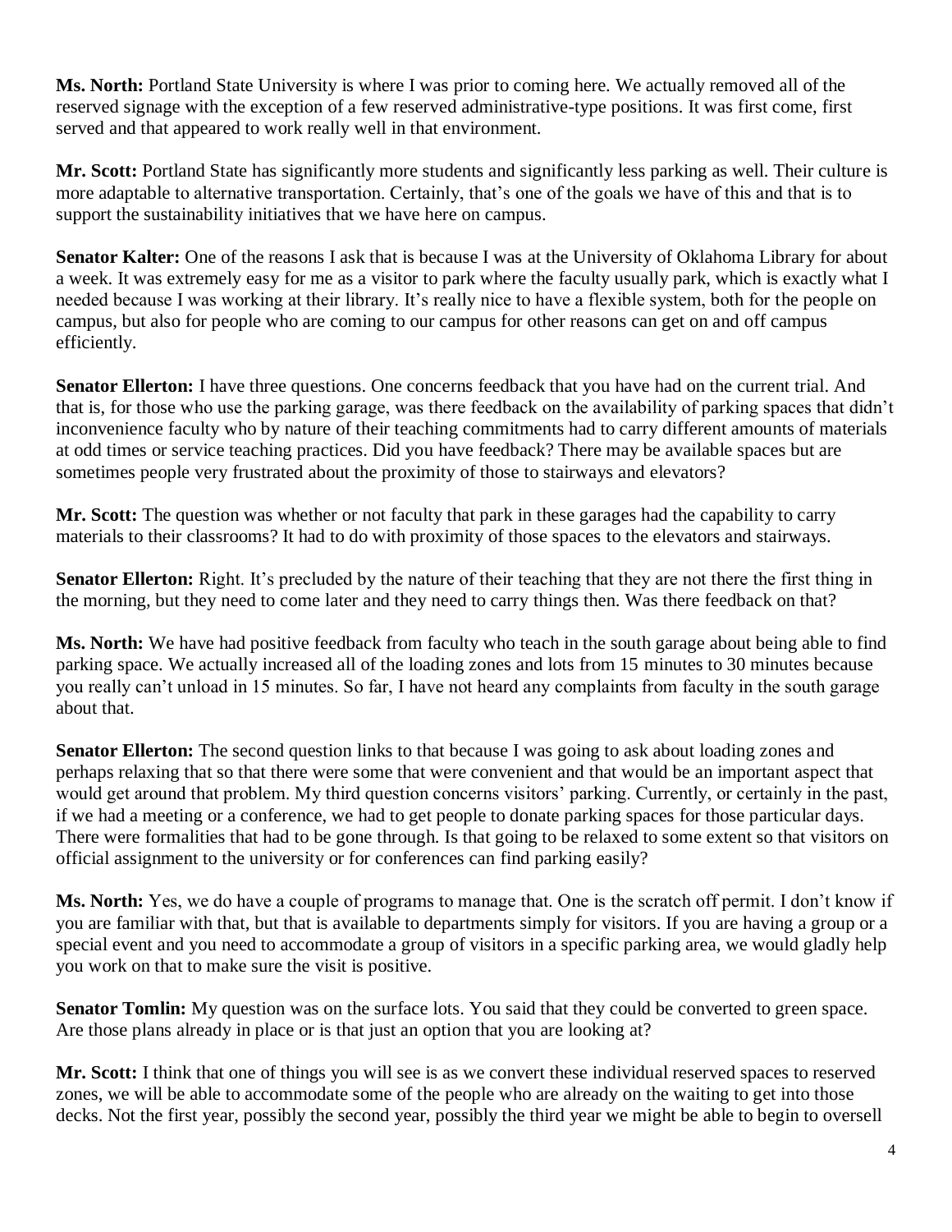**Ms. North:** Portland State University is where I was prior to coming here. We actually removed all of the reserved signage with the exception of a few reserved administrative-type positions. It was first come, first served and that appeared to work really well in that environment.

**Mr. Scott:** Portland State has significantly more students and significantly less parking as well. Their culture is more adaptable to alternative transportation. Certainly, that's one of the goals we have of this and that is to support the sustainability initiatives that we have here on campus.

**Senator Kalter:** One of the reasons I ask that is because I was at the University of Oklahoma Library for about a week. It was extremely easy for me as a visitor to park where the faculty usually park, which is exactly what I needed because I was working at their library. It's really nice to have a flexible system, both for the people on campus, but also for people who are coming to our campus for other reasons can get on and off campus efficiently.

**Senator Ellerton:** I have three questions. One concerns feedback that you have had on the current trial. And that is, for those who use the parking garage, was there feedback on the availability of parking spaces that didn't inconvenience faculty who by nature of their teaching commitments had to carry different amounts of materials at odd times or service teaching practices. Did you have feedback? There may be available spaces but are sometimes people very frustrated about the proximity of those to stairways and elevators?

**Mr. Scott:** The question was whether or not faculty that park in these garages had the capability to carry materials to their classrooms? It had to do with proximity of those spaces to the elevators and stairways.

**Senator Ellerton:** Right. It's precluded by the nature of their teaching that they are not there the first thing in the morning, but they need to come later and they need to carry things then. Was there feedback on that?

**Ms. North:** We have had positive feedback from faculty who teach in the south garage about being able to find parking space. We actually increased all of the loading zones and lots from 15 minutes to 30 minutes because you really can't unload in 15 minutes. So far, I have not heard any complaints from faculty in the south garage about that.

**Senator Ellerton:** The second question links to that because I was going to ask about loading zones and perhaps relaxing that so that there were some that were convenient and that would be an important aspect that would get around that problem. My third question concerns visitors' parking. Currently, or certainly in the past, if we had a meeting or a conference, we had to get people to donate parking spaces for those particular days. There were formalities that had to be gone through. Is that going to be relaxed to some extent so that visitors on official assignment to the university or for conferences can find parking easily?

**Ms. North:** Yes, we do have a couple of programs to manage that. One is the scratch off permit. I don't know if you are familiar with that, but that is available to departments simply for visitors. If you are having a group or a special event and you need to accommodate a group of visitors in a specific parking area, we would gladly help you work on that to make sure the visit is positive.

**Senator Tomlin:** My question was on the surface lots. You said that they could be converted to green space. Are those plans already in place or is that just an option that you are looking at?

**Mr. Scott:** I think that one of things you will see is as we convert these individual reserved spaces to reserved zones, we will be able to accommodate some of the people who are already on the waiting to get into those decks. Not the first year, possibly the second year, possibly the third year we might be able to begin to oversell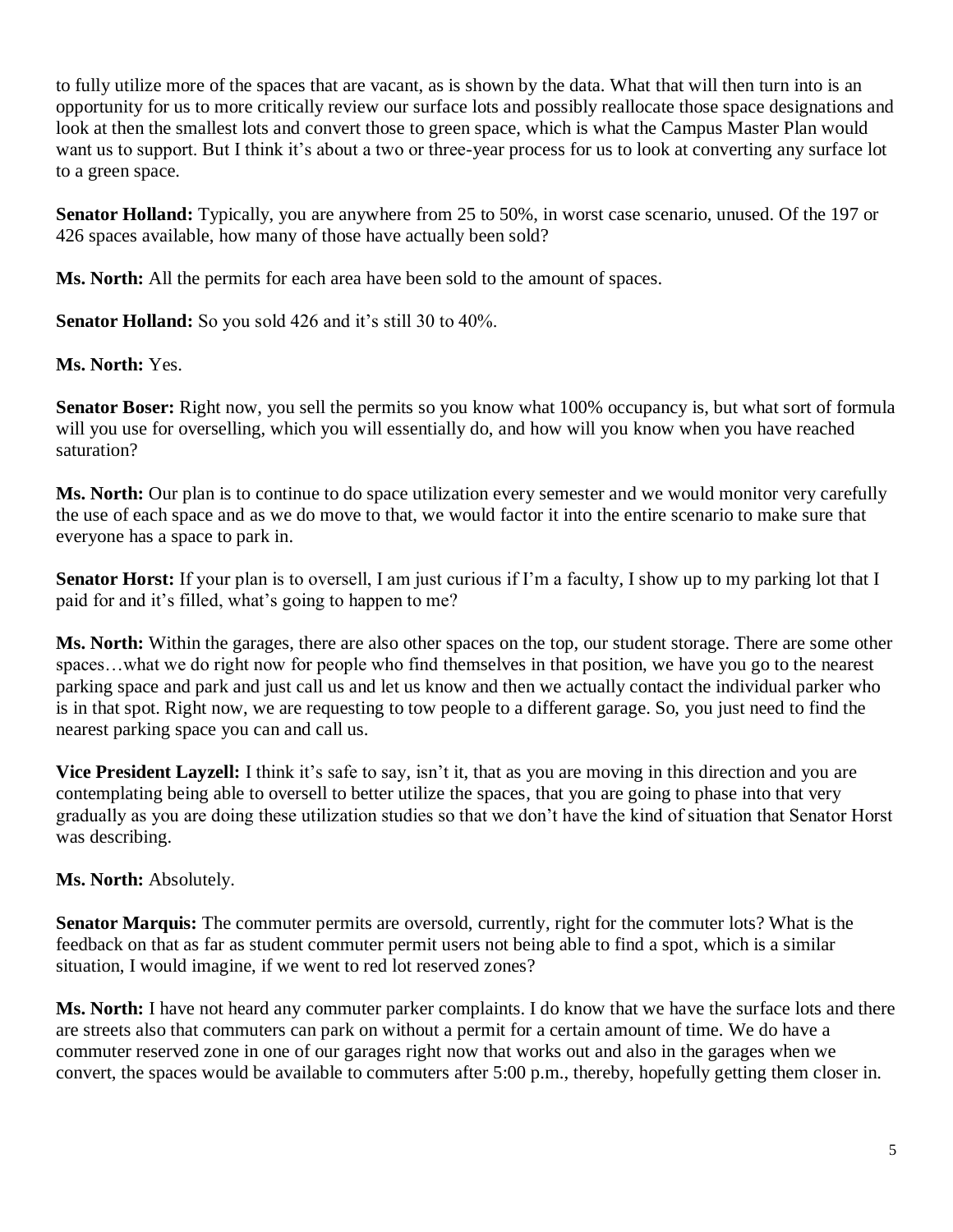to fully utilize more of the spaces that are vacant, as is shown by the data. What that will then turn into is an opportunity for us to more critically review our surface lots and possibly reallocate those space designations and look at then the smallest lots and convert those to green space, which is what the Campus Master Plan would want us to support. But I think it's about a two or three-year process for us to look at converting any surface lot to a green space.

**Senator Holland:** Typically, you are anywhere from 25 to 50%, in worst case scenario, unused. Of the 197 or 426 spaces available, how many of those have actually been sold?

**Ms. North:** All the permits for each area have been sold to the amount of spaces.

**Senator Holland:** So you sold 426 and it's still 30 to 40%.

**Ms. North:** Yes.

**Senator Boser:** Right now, you sell the permits so you know what 100% occupancy is, but what sort of formula will you use for overselling, which you will essentially do, and how will you know when you have reached saturation?

**Ms. North:** Our plan is to continue to do space utilization every semester and we would monitor very carefully the use of each space and as we do move to that, we would factor it into the entire scenario to make sure that everyone has a space to park in.

**Senator Horst:** If your plan is to oversell, I am just curious if I'm a faculty, I show up to my parking lot that I paid for and it's filled, what's going to happen to me?

**Ms. North:** Within the garages, there are also other spaces on the top, our student storage. There are some other spaces…what we do right now for people who find themselves in that position, we have you go to the nearest parking space and park and just call us and let us know and then we actually contact the individual parker who is in that spot. Right now, we are requesting to tow people to a different garage. So, you just need to find the nearest parking space you can and call us.

**Vice President Layzell:** I think it's safe to say, isn't it, that as you are moving in this direction and you are contemplating being able to oversell to better utilize the spaces, that you are going to phase into that very gradually as you are doing these utilization studies so that we don't have the kind of situation that Senator Horst was describing.

**Ms. North:** Absolutely.

**Senator Marquis:** The commuter permits are oversold, currently, right for the commuter lots? What is the feedback on that as far as student commuter permit users not being able to find a spot, which is a similar situation, I would imagine, if we went to red lot reserved zones?

**Ms. North:** I have not heard any commuter parker complaints. I do know that we have the surface lots and there are streets also that commuters can park on without a permit for a certain amount of time. We do have a commuter reserved zone in one of our garages right now that works out and also in the garages when we convert, the spaces would be available to commuters after 5:00 p.m., thereby, hopefully getting them closer in.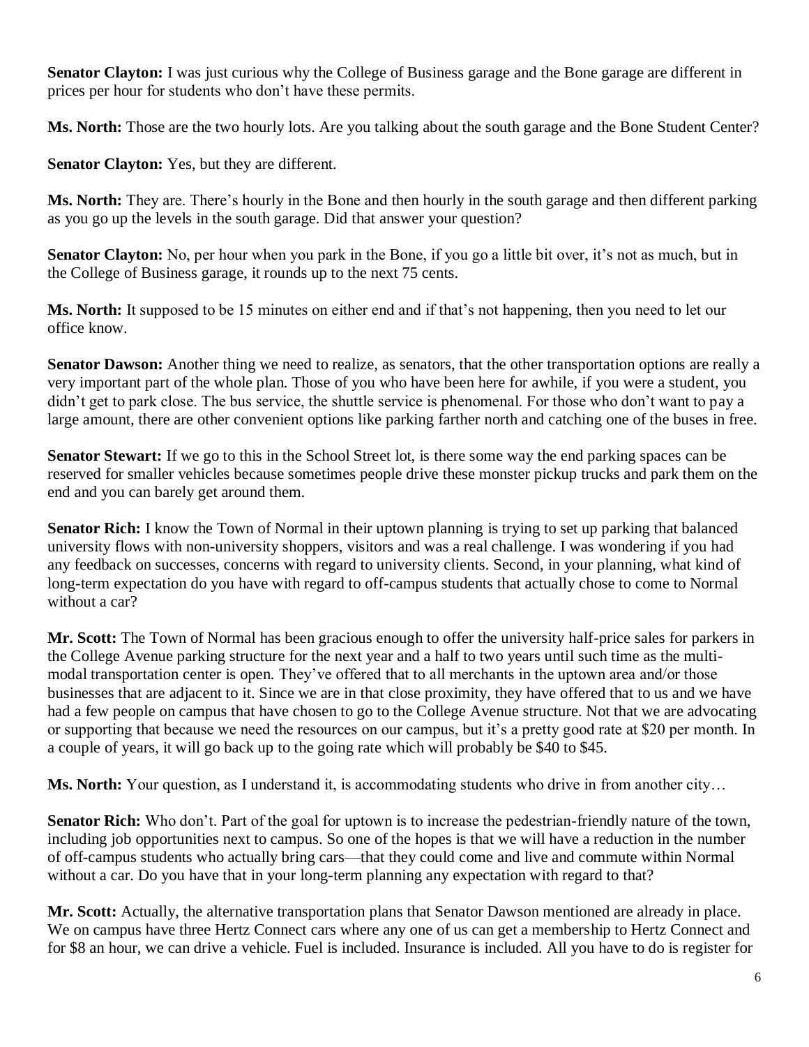**Senator Clayton:** I was just curious why the College of Business garage and the Bone garage are different in prices per hour for students who don't have these permits.

**Ms. North:** Those are the two hourly lots. Are you talking about the south garage and the Bone Student Center?

**Senator Clayton:** Yes, but they are different.

**Ms. North:** They are. There's hourly in the Bone and then hourly in the south garage and then different parking as you go up the levels in the south garage. Did that answer your question?

**Senator Clayton:** No, per hour when you park in the Bone, if you go a little bit over, it's not as much, but in the College of Business garage, it rounds up to the next 75 cents.

**Ms. North:** It supposed to be 15 minutes on either end and if that's not happening, then you need to let our office know.

**Senator Dawson:** Another thing we need to realize, as senators, that the other transportation options are really a very important part of the whole plan. Those of you who have been here for awhile, if you were a student, you didn't get to park close. The bus service, the shuttle service is phenomenal. For those who don't want to pay a large amount, there are other convenient options like parking farther north and catching one of the buses in free.

**Senator Stewart:** If we go to this in the School Street lot, is there some way the end parking spaces can be reserved for smaller vehicles because sometimes people drive these monster pickup trucks and park them on the end and you can barely get around them.

**Senator Rich:** I know the Town of Normal in their uptown planning is trying to set up parking that balanced university flows with non-university shoppers, visitors and was a real challenge. I was wondering if you had any feedback on successes, concerns with regard to university clients. Second, in your planning, what kind of long-term expectation do you have with regard to off-campus students that actually chose to come to Normal without a car?

**Mr. Scott:** The Town of Normal has been gracious enough to offer the university half-price sales for parkers in the College Avenue parking structure for the next year and a half to two years until such time as the multi-modal transportation center is open. They've offered that to all merchants in the uptown area and/or those businesses that are adjacent to it. Since we are in that close proximity, they have offered that to us and we have had a few people on campus that have chosen to go to the College Avenue structure. Not that we are advocating or supporting that because we need the resources on our campus, but it's a pretty good rate at $20 per month. In a couple of years, it will go back up to the going rate which will probably be $40 to $45.

**Ms. North:** Your question, as I understand it, is accommodating students who drive in from another city…

**Senator Rich:** Who don't. Part of the goal for uptown is to increase the pedestrian-friendly nature of the town, including job opportunities next to campus. So one of the hopes is that we will have a reduction in the number of off-campus students who actually bring cars—that they could come and live and commute within Normal without a car. Do you have that in your long-term planning any expectation with regard to that?

**Mr. Scott:** Actually, the alternative transportation plans that Senator Dawson mentioned are already in place. We on campus have three Hertz Connect cars where any one of us can get a membership to Hertz Connect and for $8 an hour, we can drive a vehicle. Fuel is included. Insurance is included. All you have to do is register for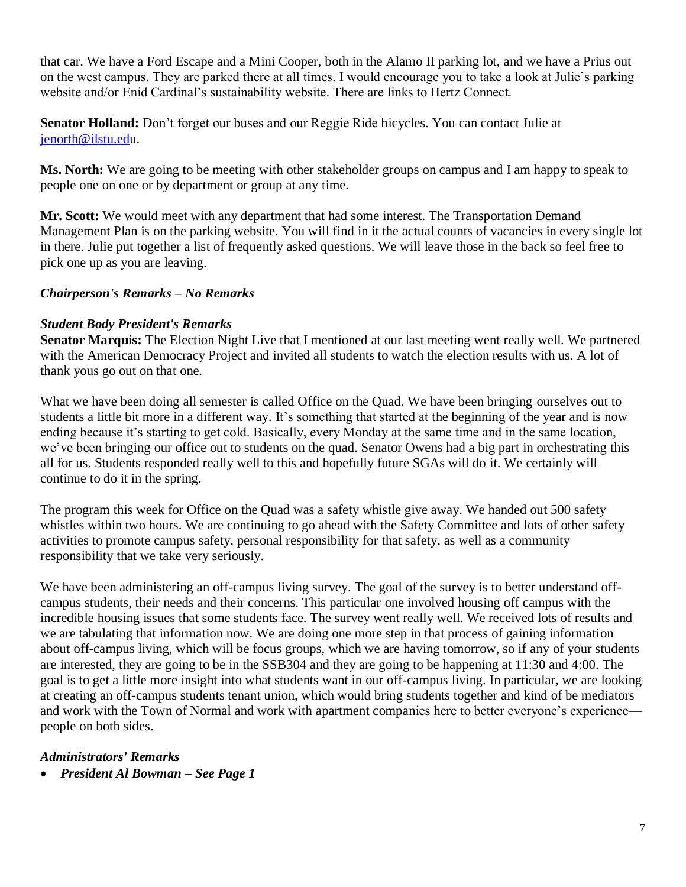that car. We have a Ford Escape and a Mini Cooper, both in the Alamo II parking lot, and we have a Prius out on the west campus. They are parked there at all times. I would encourage you to take a look at Julie's parking website and/or Enid Cardinal's sustainability website. There are links to Hertz Connect.

**Senator Holland:** Don't forget our buses and our Reggie Ride bicycles. You can contact Julie at jenorth@ilstu.edu.

**Ms. North:** We are going to be meeting with other stakeholder groups on campus and I am happy to speak to people one on one or by department or group at any time.

**Mr. Scott:** We would meet with any department that had some interest. The Transportation Demand Management Plan is on the parking website. You will find in it the actual counts of vacancies in every single lot in there. Julie put together a list of frequently asked questions. We will leave those in the back so feel free to pick one up as you are leaving.

***Chairperson's Remarks – No Remarks***

***Student Body President's Remarks***

**Senator Marquis:** The Election Night Live that I mentioned at our last meeting went really well. We partnered with the American Democracy Project and invited all students to watch the election results with us. A lot of thank yous go out on that one.

What we have been doing all semester is called Office on the Quad. We have been bringing ourselves out to students a little bit more in a different way. It's something that started at the beginning of the year and is now ending because it's starting to get cold. Basically, every Monday at the same time and in the same location, we've been bringing our office out to students on the quad. Senator Owens had a big part in orchestrating this all for us. Students responded really well to this and hopefully future SGAs will do it. We certainly will continue to do it in the spring.

The program this week for Office on the Quad was a safety whistle give away. We handed out 500 safety whistles within two hours. We are continuing to go ahead with the Safety Committee and lots of other safety activities to promote campus safety, personal responsibility for that safety, as well as a community responsibility that we take very seriously.

We have been administering an off-campus living survey. The goal of the survey is to better understand off-campus students, their needs and their concerns. This particular one involved housing off campus with the incredible housing issues that some students face. The survey went really well. We received lots of results and we are tabulating that information now. We are doing one more step in that process of gaining information about off-campus living, which will be focus groups, which we are having tomorrow, so if any of your students are interested, they are going to be in the SSB304 and they are going to be happening at 11:30 and 4:00. The goal is to get a little more insight into what students want in our off-campus living. In particular, we are looking at creating an off-campus students tenant union, which would bring students together and kind of be mediators and work with the Town of Normal and work with apartment companies here to better everyone's experience—people on both sides.

***Administrators' Remarks***

- ***President Al Bowman – See Page 1***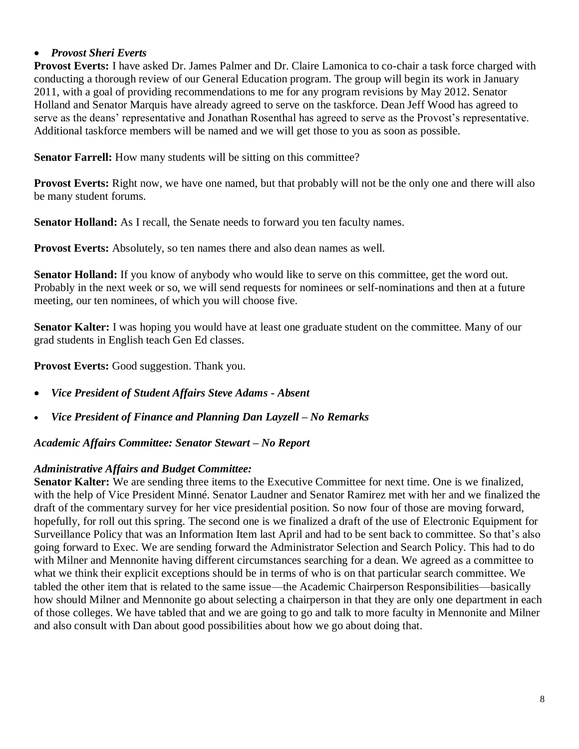- ***Provost Sheri Everts***

**Provost Everts:** I have asked Dr. James Palmer and Dr. Claire Lamonica to co-chair a task force charged with conducting a thorough review of our General Education program. The group will begin its work in January 2011, with a goal of providing recommendations to me for any program revisions by May 2012. Senator Holland and Senator Marquis have already agreed to serve on the taskforce. Dean Jeff Wood has agreed to serve as the deans' representative and Jonathan Rosenthal has agreed to serve as the Provost's representative. Additional taskforce members will be named and we will get those to you as soon as possible.

**Senator Farrell:** How many students will be sitting on this committee?

**Provost Everts:** Right now, we have one named, but that probably will not be the only one and there will also be many student forums.

**Senator Holland:** As I recall, the Senate needs to forward you ten faculty names.

**Provost Everts:** Absolutely, so ten names there and also dean names as well.

**Senator Holland:** If you know of anybody who would like to serve on this committee, get the word out. Probably in the next week or so, we will send requests for nominees or self-nominations and then at a future meeting, our ten nominees, of which you will choose five.

**Senator Kalter:** I was hoping you would have at least one graduate student on the committee. Many of our grad students in English teach Gen Ed classes.

**Provost Everts:** Good suggestion. Thank you.

- ***Vice President of Student Affairs Steve Adams - Absent***
- ***Vice President of Finance and Planning Dan Layzell – No Remarks***

***Academic Affairs Committee: Senator Stewart – No Report***

***Administrative Affairs and Budget Committee:***

**Senator Kalter:** We are sending three items to the Executive Committee for next time. One is we finalized, with the help of Vice President Minné. Senator Laudner and Senator Ramirez met with her and we finalized the draft of the commentary survey for her vice presidential position. So now four of those are moving forward, hopefully, for roll out this spring. The second one is we finalized a draft of the use of Electronic Equipment for Surveillance Policy that was an Information Item last April and had to be sent back to committee. So that's also going forward to Exec. We are sending forward the Administrator Selection and Search Policy. This had to do with Milner and Mennonite having different circumstances searching for a dean. We agreed as a committee to what we think their explicit exceptions should be in terms of who is on that particular search committee. We tabled the other item that is related to the same issue—the Academic Chairperson Responsibilities—basically how should Milner and Mennonite go about selecting a chairperson in that they are only one department in each of those colleges. We have tabled that and we are going to go and talk to more faculty in Mennonite and Milner and also consult with Dan about good possibilities about how we go about doing that.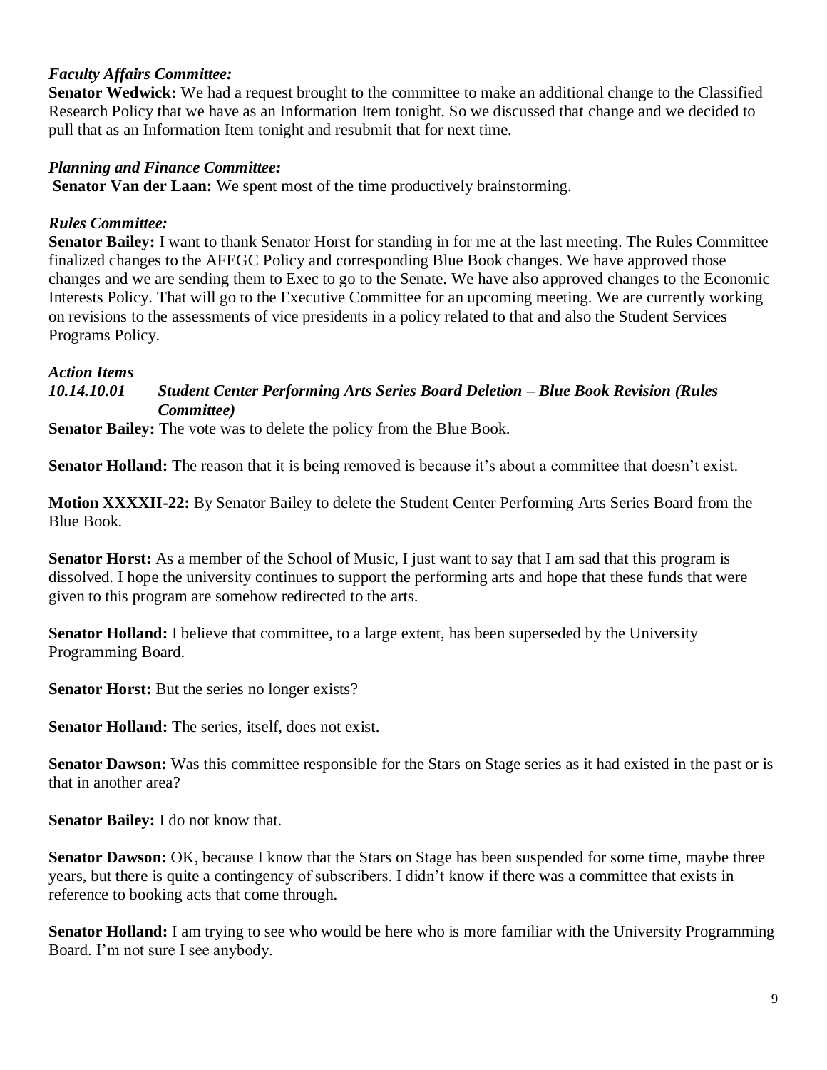*Faculty Affairs Committee:*

**Senator Wedwick:** We had a request brought to the committee to make an additional change to the Classified Research Policy that we have as an Information Item tonight. So we discussed that change and we decided to pull that as an Information Item tonight and resubmit that for next time.

*Planning and Finance Committee:*

**Senator Van der Laan:** We spent most of the time productively brainstorming.

*Rules Committee:*

**Senator Bailey:** I want to thank Senator Horst for standing in for me at the last meeting. The Rules Committee finalized changes to the AFEGC Policy and corresponding Blue Book changes. We have approved those changes and we are sending them to Exec to go to the Senate. We have also approved changes to the Economic Interests Policy. That will go to the Executive Committee for an upcoming meeting. We are currently working on revisions to the assessments of vice presidents in a policy related to that and also the Student Services Programs Policy.

*Action Items*

***10.14.10.01 Student Center Performing Arts Series Board Deletion – Blue Book Revision (Rules Committee)***

**Senator Bailey:** The vote was to delete the policy from the Blue Book.

**Senator Holland:** The reason that it is being removed is because it's about a committee that doesn't exist.

**Motion XXXXII-22:** By Senator Bailey to delete the Student Center Performing Arts Series Board from the Blue Book.

**Senator Horst:** As a member of the School of Music, I just want to say that I am sad that this program is dissolved. I hope the university continues to support the performing arts and hope that these funds that were given to this program are somehow redirected to the arts.

**Senator Holland:** I believe that committee, to a large extent, has been superseded by the University Programming Board.

**Senator Horst:** But the series no longer exists?

**Senator Holland:** The series, itself, does not exist.

**Senator Dawson:** Was this committee responsible for the Stars on Stage series as it had existed in the past or is that in another area?

**Senator Bailey:** I do not know that.

**Senator Dawson:** OK, because I know that the Stars on Stage has been suspended for some time, maybe three years, but there is quite a contingency of subscribers. I didn't know if there was a committee that exists in reference to booking acts that come through.

**Senator Holland:** I am trying to see who would be here who is more familiar with the University Programming Board. I'm not sure I see anybody.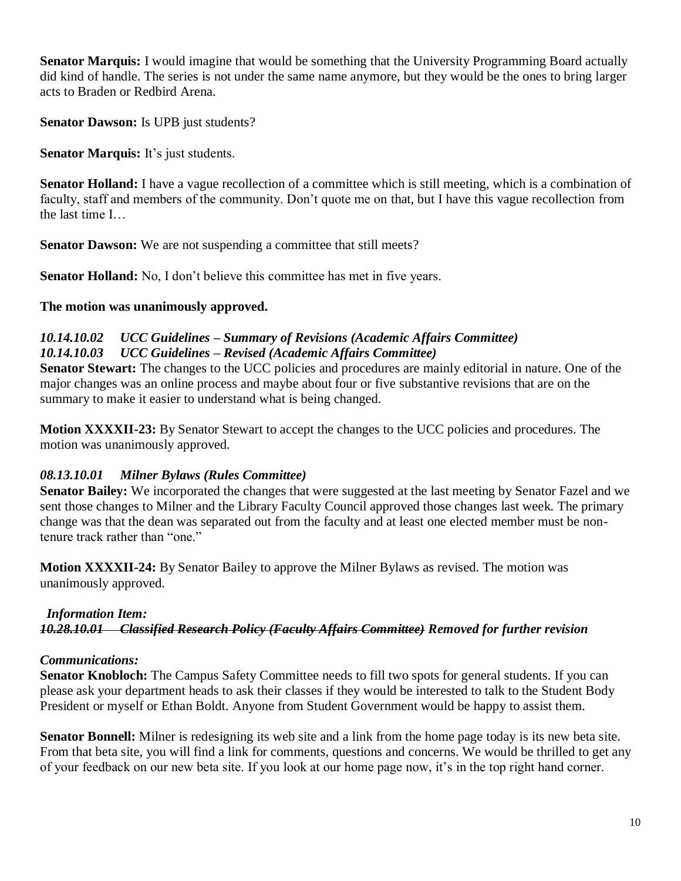**Senator Marquis:** I would imagine that would be something that the University Programming Board actually did kind of handle. The series is not under the same name anymore, but they would be the ones to bring larger acts to Braden or Redbird Arena.

**Senator Dawson:** Is UPB just students?

**Senator Marquis:** It's just students.

**Senator Holland:** I have a vague recollection of a committee which is still meeting, which is a combination of faculty, staff and members of the community. Don't quote me on that, but I have this vague recollection from the last time I…

**Senator Dawson:** We are not suspending a committee that still meets?

**Senator Holland:** No, I don't believe this committee has met in five years.

**The motion was unanimously approved.**

***10.14.10.02 UCC Guidelines – Summary of Revisions (Academic Affairs Committee)***
***10.14.10.03 UCC Guidelines – Revised (Academic Affairs Committee)***

**Senator Stewart:** The changes to the UCC policies and procedures are mainly editorial in nature. One of the major changes was an online process and maybe about four or five substantive revisions that are on the summary to make it easier to understand what is being changed.

**Motion XXXXII-23:** By Senator Stewart to accept the changes to the UCC policies and procedures. The motion was unanimously approved.

***08.13.10.01 Milner Bylaws (Rules Committee)***

**Senator Bailey:** We incorporated the changes that were suggested at the last meeting by Senator Fazel and we sent those changes to Milner and the Library Faculty Council approved those changes last week. The primary change was that the dean was separated out from the faculty and at least one elected member must be non-tenure track rather than "one."

**Motion XXXXII-24:** By Senator Bailey to approve the Milner Bylaws as revised. The motion was unanimously approved.

***Information Item:***
***~~10.28.10.01 Classified Research Policy (Faculty Affairs Committee)~~ Removed for further revision***

***Communications:***

**Senator Knobloch:** The Campus Safety Committee needs to fill two spots for general students. If you can please ask your department heads to ask their classes if they would be interested to talk to the Student Body President or myself or Ethan Boldt. Anyone from Student Government would be happy to assist them.

**Senator Bonnell:** Milner is redesigning its web site and a link from the home page today is its new beta site. From that beta site, you will find a link for comments, questions and concerns. We would be thrilled to get any of your feedback on our new beta site. If you look at our home page now, it's in the top right hand corner.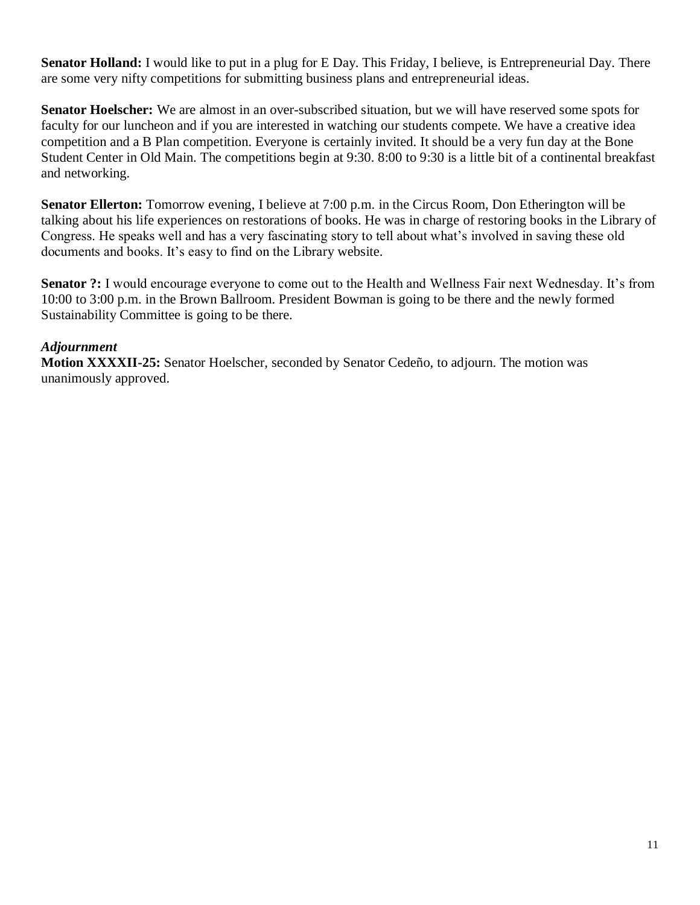**Senator Holland:** I would like to put in a plug for E Day. This Friday, I believe, is Entrepreneurial Day. There are some very nifty competitions for submitting business plans and entrepreneurial ideas.

**Senator Hoelscher:** We are almost in an over-subscribed situation, but we will have reserved some spots for faculty for our luncheon and if you are interested in watching our students compete. We have a creative idea competition and a B Plan competition. Everyone is certainly invited. It should be a very fun day at the Bone Student Center in Old Main. The competitions begin at 9:30. 8:00 to 9:30 is a little bit of a continental breakfast and networking.

**Senator Ellerton:** Tomorrow evening, I believe at 7:00 p.m. in the Circus Room, Don Etherington will be talking about his life experiences on restorations of books. He was in charge of restoring books in the Library of Congress. He speaks well and has a very fascinating story to tell about what's involved in saving these old documents and books. It's easy to find on the Library website.

**Senator ?:** I would encourage everyone to come out to the Health and Wellness Fair next Wednesday. It's from 10:00 to 3:00 p.m. in the Brown Ballroom. President Bowman is going to be there and the newly formed Sustainability Committee is going to be there.

***Adjournment***

**Motion XXXXII-25:** Senator Hoelscher, seconded by Senator Cedeño, to adjourn. The motion was unanimously approved.